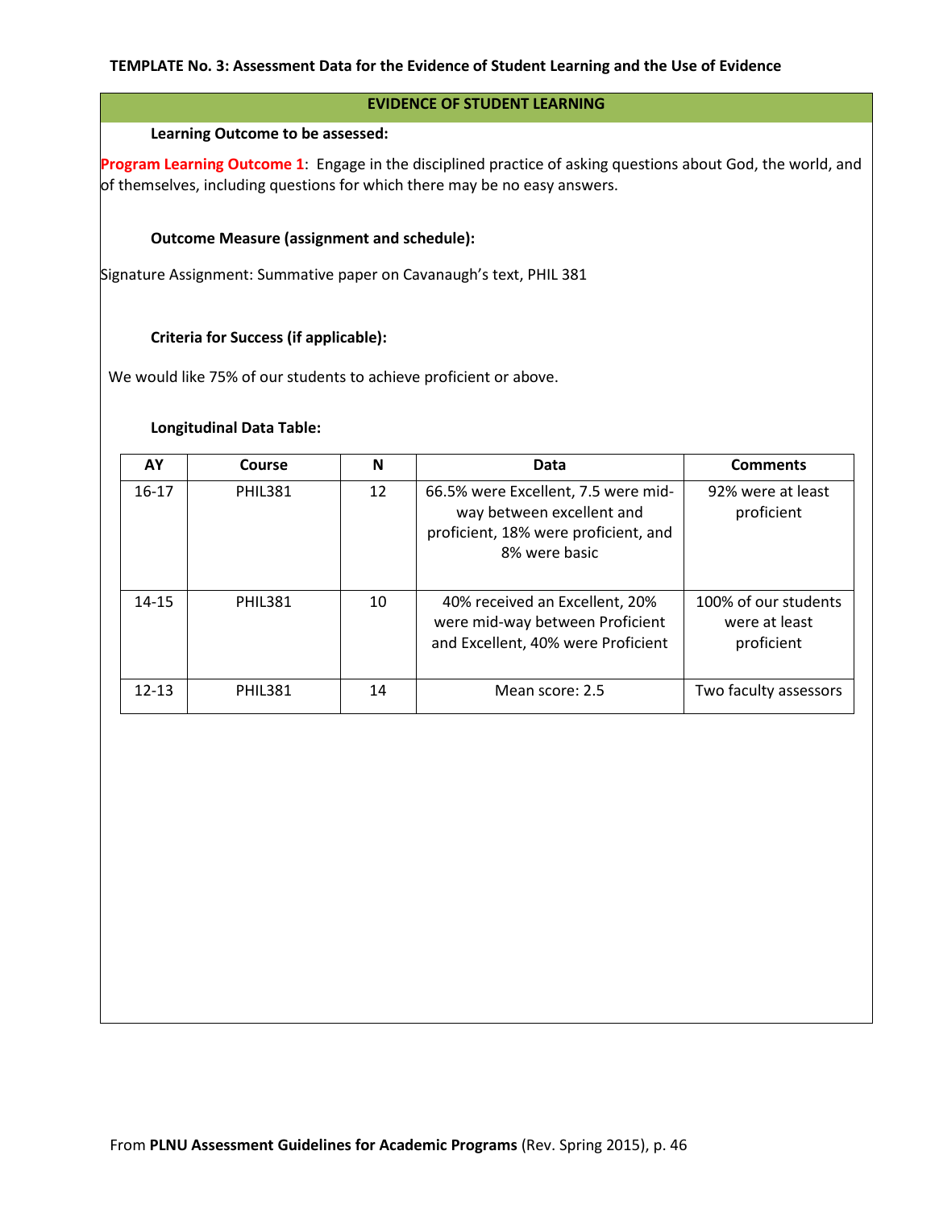**TEMPLATE No. 3: Assessment Data for the Evidence of Student Learning and the Use of Evidence**

**EVIDENCE OF STUDENT LEARNING**

**Learning Outcome to be assessed:**

**Program Learning Outcome 1**: Engage in the disciplined practice of asking questions about God, the world, and of themselves, including questions for which there may be no easy answers.

**Outcome Measure (assignment and schedule):**

Signature Assignment: Summative paper on Cavanaugh's text, PHIL 381

**Criteria for Success (if applicable):**

We would like 75% of our students to achieve proficient or above.

**Longitudinal Data Table:**

| AY | Course | N | Data | Comments |
|---|---|---|---|---|
| 16-17 | PHIL381 | 12 | 66.5% were Excellent, 7.5 were mid-way between excellent and proficient, 18% were proficient, and 8% were basic | 92% were at least proficient |
| 14-15 | PHIL381 | 10 | 40% received an Excellent, 20% were mid-way between Proficient and Excellent, 40% were Proficient | 100% of our students were at least proficient |
| 12-13 | PHIL381 | 14 | Mean score: 2.5 | Two faculty assessors |

From **PLNU Assessment Guidelines for Academic Programs** (Rev. Spring 2015), p. 46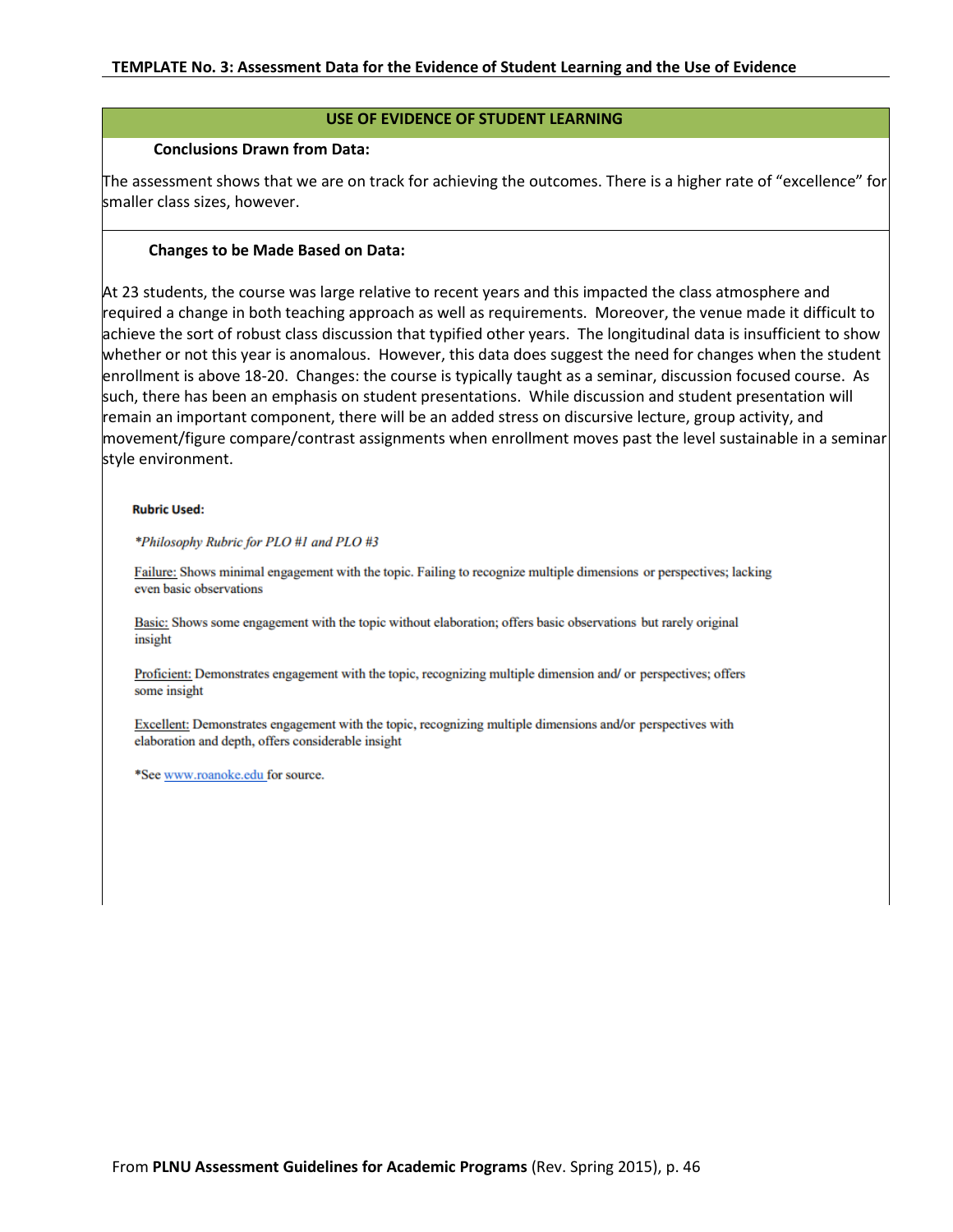**TEMPLATE No. 3: Assessment Data for the Evidence of Student Learning and the Use of Evidence**

## USE OF EVIDENCE OF STUDENT LEARNING

**Conclusions Drawn from Data:**

The assessment shows that we are on track for achieving the outcomes. There is a higher rate of "excellence" for smaller class sizes, however.

**Changes to be Made Based on Data:**

At 23 students, the course was large relative to recent years and this impacted the class atmosphere and required a change in both teaching approach as well as requirements. Moreover, the venue made it difficult to achieve the sort of robust class discussion that typified other years. The longitudinal data is insufficient to show whether or not this year is anomalous. However, this data does suggest the need for changes when the student enrollment is above 18-20. Changes: the course is typically taught as a seminar, discussion focused course. As such, there has been an emphasis on student presentations. While discussion and student presentation will remain an important component, there will be an added stress on discursive lecture, group activity, and movement/figure compare/contrast assignments when enrollment moves past the level sustainable in a seminar style environment.

**Rubric Used:**

*\*Philosophy Rubric for PLO #1 and PLO #3*

Failure: Shows minimal engagement with the topic. Failing to recognize multiple dimensions or perspectives; lacking even basic observations

Basic: Shows some engagement with the topic without elaboration; offers basic observations but rarely original insight

Proficient: Demonstrates engagement with the topic, recognizing multiple dimension and/ or perspectives; offers some insight

Excellent: Demonstrates engagement with the topic, recognizing multiple dimensions and/or perspectives with elaboration and depth, offers considerable insight

\*See www.roanoke.edu for source.

From **PLNU Assessment Guidelines for Academic Programs** (Rev. Spring 2015), p. 46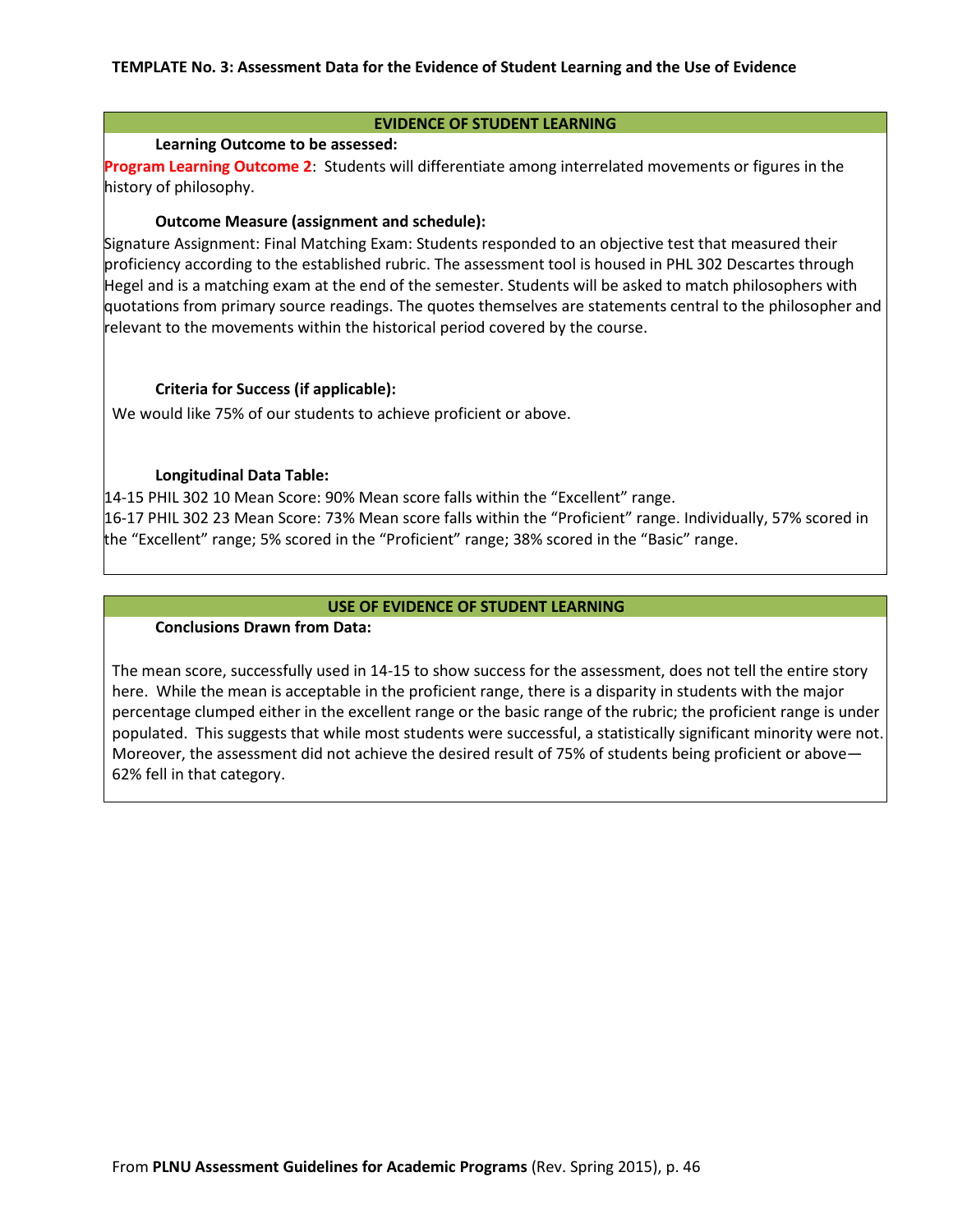**TEMPLATE No. 3: Assessment Data for the Evidence of Student Learning and the Use of Evidence**

## EVIDENCE OF STUDENT LEARNING

**Learning Outcome to be assessed:**

**Program Learning Outcome 2**: Students will differentiate among interrelated movements or figures in the history of philosophy.

**Outcome Measure (assignment and schedule):**

Signature Assignment: Final Matching Exam: Students responded to an objective test that measured their proficiency according to the established rubric. The assessment tool is housed in PHL 302 Descartes through Hegel and is a matching exam at the end of the semester. Students will be asked to match philosophers with quotations from primary source readings. The quotes themselves are statements central to the philosopher and relevant to the movements within the historical period covered by the course.

**Criteria for Success (if applicable):**

We would like 75% of our students to achieve proficient or above.

**Longitudinal Data Table:**

14-15 PHIL 302 10 Mean Score: 90% Mean score falls within the "Excellent" range.

16-17 PHIL 302 23 Mean Score: 73% Mean score falls within the "Proficient" range. Individually, 57% scored in the "Excellent" range; 5% scored in the "Proficient" range; 38% scored in the "Basic" range.

## USE OF EVIDENCE OF STUDENT LEARNING

**Conclusions Drawn from Data:**

The mean score, successfully used in 14-15 to show success for the assessment, does not tell the entire story here. While the mean is acceptable in the proficient range, there is a disparity in students with the major percentage clumped either in the excellent range or the basic range of the rubric; the proficient range is under populated. This suggests that while most students were successful, a statistically significant minority were not. Moreover, the assessment did not achieve the desired result of 75% of students being proficient or above—62% fell in that category.

From **PLNU Assessment Guidelines for Academic Programs** (Rev. Spring 2015), p. 46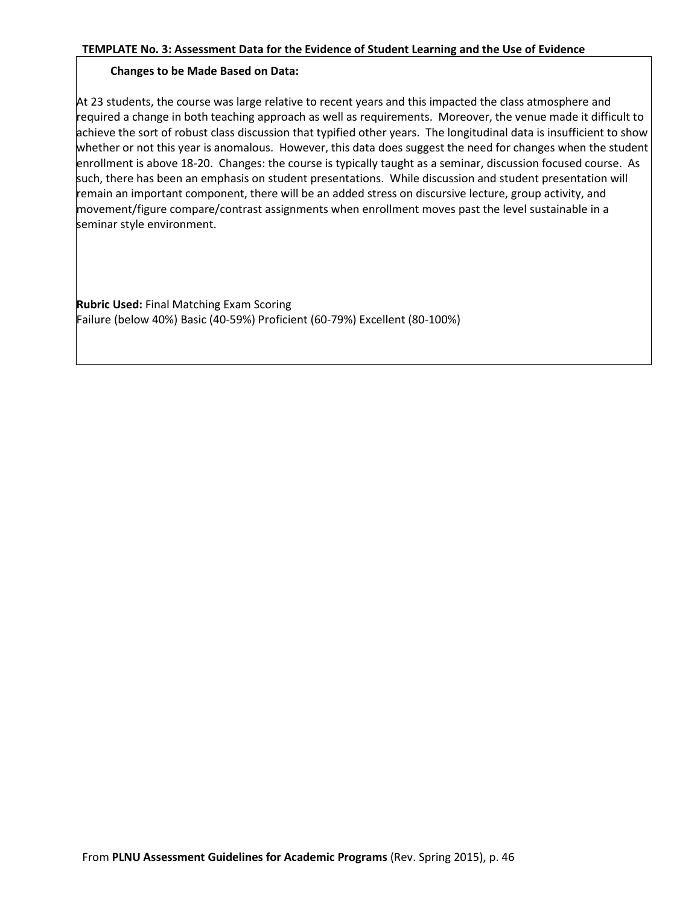**TEMPLATE No. 3: Assessment Data for the Evidence of Student Learning and the Use of Evidence**

**Changes to be Made Based on Data:**

At 23 students, the course was large relative to recent years and this impacted the class atmosphere and required a change in both teaching approach as well as requirements. Moreover, the venue made it difficult to achieve the sort of robust class discussion that typified other years. The longitudinal data is insufficient to show whether or not this year is anomalous. However, this data does suggest the need for changes when the student enrollment is above 18-20. Changes: the course is typically taught as a seminar, discussion focused course. As such, there has been an emphasis on student presentations. While discussion and student presentation will remain an important component, there will be an added stress on discursive lecture, group activity, and movement/figure compare/contrast assignments when enrollment moves past the level sustainable in a seminar style environment.

**Rubric Used:** Final Matching Exam Scoring
Failure (below 40%) Basic (40-59%) Proficient (60-79%) Excellent (80-100%)

From **PLNU Assessment Guidelines for Academic Programs** (Rev. Spring 2015), p. 46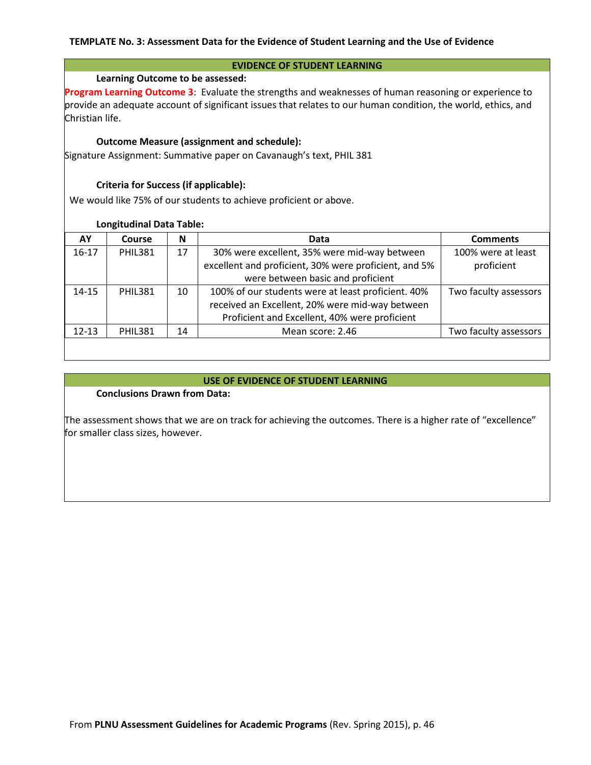**TEMPLATE No. 3: Assessment Data for the Evidence of Student Learning and the Use of Evidence**

## EVIDENCE OF STUDENT LEARNING

**Learning Outcome to be assessed:**

**Program Learning Outcome 3**: Evaluate the strengths and weaknesses of human reasoning or experience to provide an adequate account of significant issues that relates to our human condition, the world, ethics, and Christian life.

**Outcome Measure (assignment and schedule):**

Signature Assignment: Summative paper on Cavanaugh's text, PHIL 381

**Criteria for Success (if applicable):**

We would like 75% of our students to achieve proficient or above.

**Longitudinal Data Table:**

| AY | Course | N | Data | Comments |
|---|---|---|---|---|
| 16-17 | PHIL381 | 17 | 30% were excellent, 35% were mid-way between excellent and proficient, 30% were proficient, and 5% were between basic and proficient | 100% were at least proficient |
| 14-15 | PHIL381 | 10 | 100% of our students were at least proficient. 40% received an Excellent, 20% were mid-way between Proficient and Excellent, 40% were proficient | Two faculty assessors |
| 12-13 | PHIL381 | 14 | Mean score: 2.46 | Two faculty assessors |

## USE OF EVIDENCE OF STUDENT LEARNING

**Conclusions Drawn from Data:**

The assessment shows that we are on track for achieving the outcomes. There is a higher rate of "excellence" for smaller class sizes, however.

From **PLNU Assessment Guidelines for Academic Programs** (Rev. Spring 2015), p. 46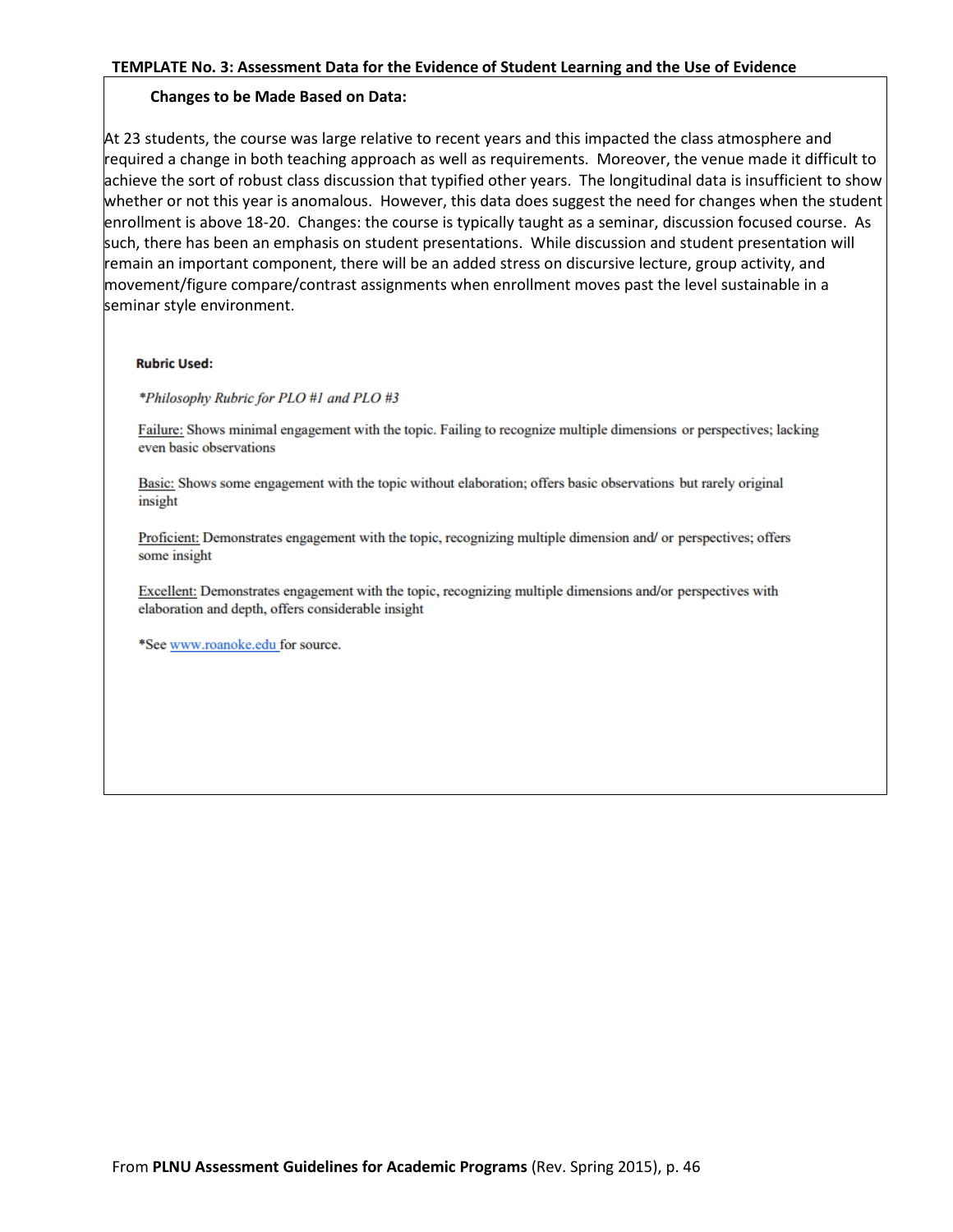**TEMPLATE No. 3: Assessment Data for the Evidence of Student Learning and the Use of Evidence**

**Changes to be Made Based on Data:**

At 23 students, the course was large relative to recent years and this impacted the class atmosphere and required a change in both teaching approach as well as requirements. Moreover, the venue made it difficult to achieve the sort of robust class discussion that typified other years. The longitudinal data is insufficient to show whether or not this year is anomalous. However, this data does suggest the need for changes when the student enrollment is above 18-20. Changes: the course is typically taught as a seminar, discussion focused course. As such, there has been an emphasis on student presentations. While discussion and student presentation will remain an important component, there will be an added stress on discursive lecture, group activity, and movement/figure compare/contrast assignments when enrollment moves past the level sustainable in a seminar style environment.

**Rubric Used:**

**Philosophy Rubric for PLO #1 and PLO #3*

<u>Failure:</u> Shows minimal engagement with the topic. Failing to recognize multiple dimensions or perspectives; lacking even basic observations

<u>Basic:</u> Shows some engagement with the topic without elaboration; offers basic observations but rarely original insight

<u>Proficient:</u> Demonstrates engagement with the topic, recognizing multiple dimension and/ or perspectives; offers some insight

<u>Excellent:</u> Demonstrates engagement with the topic, recognizing multiple dimensions and/or perspectives with elaboration and depth, offers considerable insight

*See www.roanoke.edu for source.

From **PLNU Assessment Guidelines for Academic Programs** (Rev. Spring 2015), p. 46